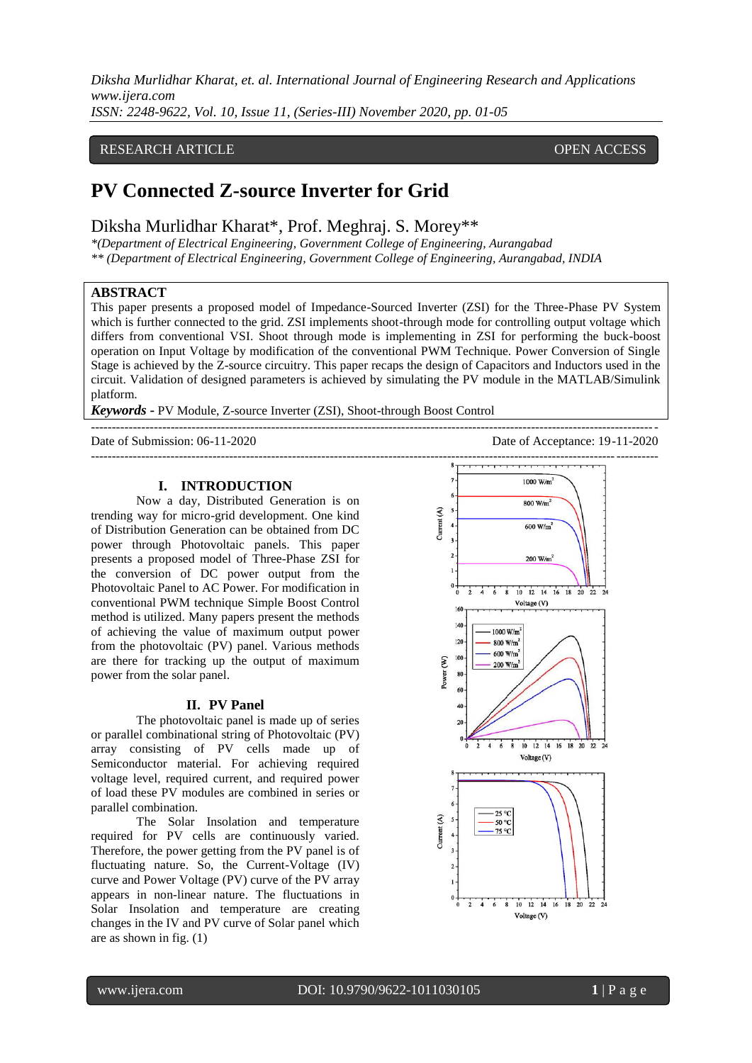RESEARCH ARTICLE OPEN ACCESS

# PV Connected Z-source Inverter for Grid

Diksha Murlidhar Kharat*, Prof. Meghraj. S. Morey**

*(Department of Electrical Engineering, Government College of Engineering, Aurangabad

** (Department of Electrical Engineering, Government College of Engineering, Aurangabad, INDIA

## ABSTRACT

This paper presents a proposed model of Impedance-Sourced Inverter (ZSI) for the Three-Phase PV System which is further connected to the grid. ZSI implements shoot-through mode for controlling output voltage which differs from conventional VSI. Shoot through mode is implementing in ZSI for performing the buck-boost operation on Input Voltage by modification of the conventional PWM Technique. Power Conversion of Single Stage is achieved by the Z-source circuitry. This paper recaps the design of Capacitors and Inductors used in the circuit. Validation of designed parameters is achieved by simulating the PV module in the MATLAB/Simulink platform.

***Keywords -*** PV Module, Z-source Inverter (ZSI), Shoot-through Boost Control

Date of Submission: 06-11-2020 Date of Acceptance: 19-11-2020

## I. INTRODUCTION

Now a day, Distributed Generation is on trending way for micro-grid development. One kind of Distribution Generation can be obtained from DC power through Photovoltaic panels. This paper presents a proposed model of Three-Phase ZSI for the conversion of DC power output from the Photovoltaic Panel to AC Power. For modification in conventional PWM technique Simple Boost Control method is utilized. Many papers present the methods of achieving the value of maximum output power from the photovoltaic (PV) panel. Various methods are there for tracking up the output of maximum power from the solar panel.

## II. PV Panel

The photovoltaic panel is made up of series or parallel combinational string of Photovoltaic (PV) array consisting of PV cells made up of Semiconductor material. For achieving required voltage level, required current, and required power of load these PV modules are combined in series or parallel combination.

The Solar Insolation and temperature required for PV cells are continuously varied. Therefore, the power getting from the PV panel is of fluctuating nature. So, the Current-Voltage (IV) curve and Power Voltage (PV) curve of the PV array appears in non-linear nature. The fluctuations in Solar Insolation and temperature are creating changes in the IV and PV curve of Solar panel which are as shown in fig. (1)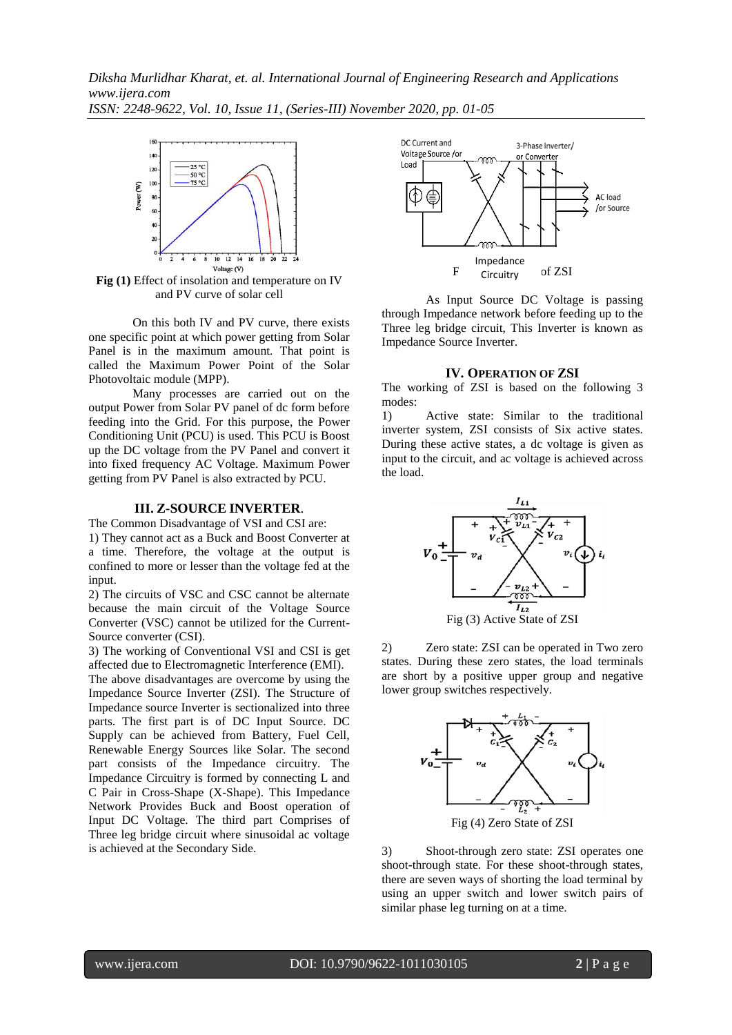**Fig (1)** Effect of insolation and temperature on IV and PV curve of solar cell

On this both IV and PV curve, there exists one specific point at which power getting from Solar Panel is in the maximum amount. That point is called the Maximum Power Point of the Solar Photovoltaic module (MPP).

Many processes are carried out on the output Power from Solar PV panel of dc form before feeding into the Grid. For this purpose, the Power Conditioning Unit (PCU) is used. This PCU is Boost up the DC voltage from the PV Panel and convert it into fixed frequency AC Voltage. Maximum Power getting from PV Panel is also extracted by PCU.

## III. Z-SOURCE INVERTER.

The Common Disadvantage of VSI and CSI are:

1) They cannot act as a Buck and Boost Converter at a time. Therefore, the voltage at the output is confined to more or lesser than the voltage fed at the input.

2) The circuits of VSC and CSC cannot be alternate because the main circuit of the Voltage Source Converter (VSC) cannot be utilized for the Current-Source converter (CSI).

3) The working of Conventional VSI and CSI is get affected due to Electromagnetic Interference (EMI).

The above disadvantages are overcome by using the Impedance Source Inverter (ZSI). The Structure of Impedance source Inverter is sectionalized into three parts. The first part is of DC Input Source. DC Supply can be achieved from Battery, Fuel Cell, Renewable Energy Sources like Solar. The second part consists of the Impedance circuitry. The Impedance Circuitry is formed by connecting L and C Pair in Cross-Shape (X-Shape). This Impedance Network Provides Buck and Boost operation of Input DC Voltage. The third part Comprises of Three leg bridge circuit where sinusoidal ac voltage is achieved at the Secondary Side.

F of ZSI

As Input Source DC Voltage is passing through Impedance network before feeding up to the Three leg bridge circuit, This Inverter is known as Impedance Source Inverter.

## IV. OPERATION OF ZSI

The working of ZSI is based on the following 3 modes:

1) Active state: Similar to the traditional inverter system, ZSI consists of Six active states. During these active states, a dc voltage is given as input to the circuit, and ac voltage is achieved across the load.

Fig (3) Active State of ZSI

2) Zero state: ZSI can be operated in Two zero states. During these zero states, the load terminals are short by a positive upper group and negative lower group switches respectively.

Fig (4) Zero State of ZSI

3) Shoot-through zero state: ZSI operates one shoot-through state. For these shoot-through states, there are seven ways of shorting the load terminal by using an upper switch and lower switch pairs of similar phase leg turning on at a time.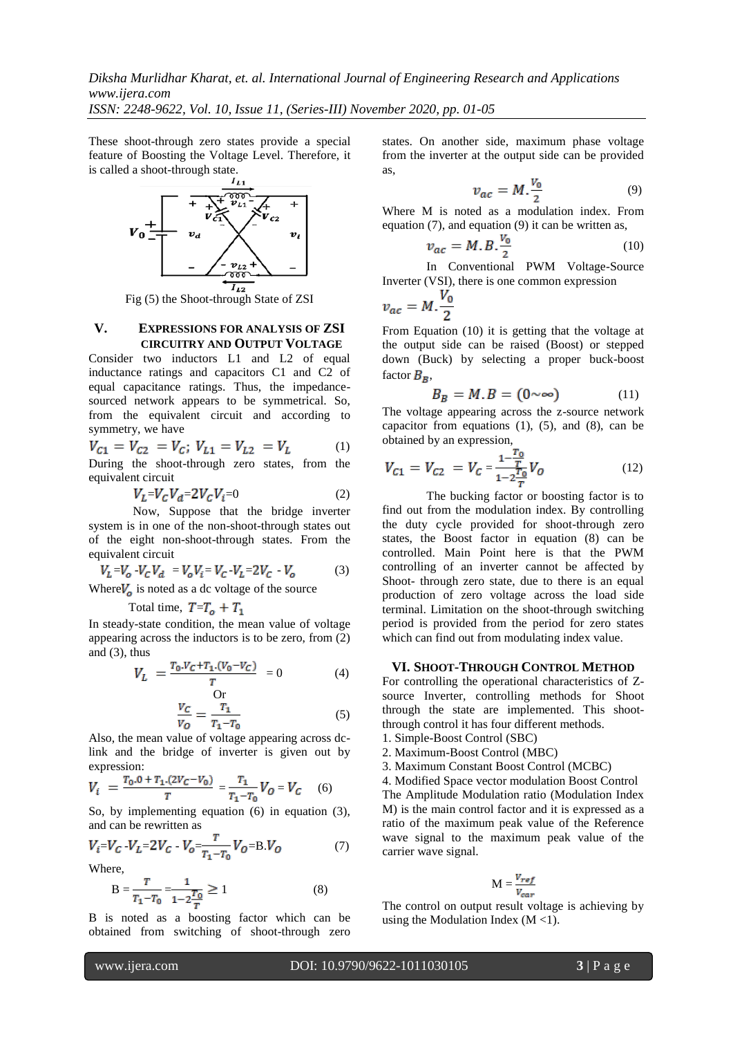These shoot-through zero states provide a special feature of Boosting the Voltage Level. Therefore, it is called a shoot-through state.

Fig (5) the Shoot-through State of ZSI

## V. EXPRESSIONS FOR ANALYSIS OF ZSI CIRCUITRY AND OUTPUT VOLTAGE

Consider two inductors L1 and L2 of equal inductance ratings and capacitors C1 and C2 of equal capacitance ratings. Thus, the impedance-sourced network appears to be symmetrical. So, from the equivalent circuit and according to symmetry, we have

$$V_{C1} = V_{C2} = V_C;\ V_{L1} = V_{L2} = V_L \quad (1)$$

During the shoot-through zero states, from the equivalent circuit

$$V_L = V_C V_d = 2V_C V_i = 0 \quad (2)$$

Now, Suppose that the bridge inverter system is in one of the non-shoot-through states out of the eight non-shoot-through states. From the equivalent circuit

$$V_L = V_o - V_C V_d = V_o V_i = V_C - V_L = 2V_C - V_o \quad (3)$$

Where $V_o$ is noted as a dc voltage of the source

Total time, $T = T_o + T_1$

In steady-state condition, the mean value of voltage appearing across the inductors is to be zero, from (2) and (3), thus

$$V_L = \frac{T_0 \cdot V_C + T_1 \cdot (V_0 - V_C)}{T} = 0 \quad (4)$$

Or

$$\frac{V_C}{V_O} = \frac{T_1}{T_1 - T_0} \quad (5)$$

Also, the mean value of voltage appearing across dc-link and the bridge of inverter is given out by expression:

$$V_i = \frac{T_0 \cdot 0 + T_1 \cdot (2V_C - V_0)}{T} = \frac{T_1}{T_1 - T_0} V_O = V_C \quad (6)$$

So, by implementing equation (6) in equation (3), and can be rewritten as

$$V_i = V_C - V_L = 2V_C - V_O = \frac{T}{T_1 - T_0} V_O = \text{B}.V_O \quad (7)$$

Where,

$$\text{B} = \frac{T}{T_1 - T_0} = \frac{1}{1 - 2\frac{T_0}{T}} \geq 1 \quad (8)$$

B is noted as a boosting factor which can be obtained from switching of shoot-through zero states. On another side, maximum phase voltage from the inverter at the output side can be provided as,

$$v_{ac} = M.\frac{V_0}{2} \quad (9)$$

Where M is noted as a modulation index. From equation (7), and equation (9) it can be written as,

$$v_{ac} = M.B.\frac{V_0}{2} \quad (10)$$

In Conventional PWM Voltage-Source Inverter (VSI), there is one common expression

$$v_{ac} = M.\frac{V_0}{2}$$

From Equation (10) it is getting that the voltage at the output side can be raised (Boost) or stepped down (Buck) by selecting a proper buck-boost factor $B_B$,

$$B_B = M.B = (0 \sim \infty) \quad (11)$$

The voltage appearing across the z-source network capacitor from equations (1), (5), and (8), can be obtained by an expression,

$$V_{C1} = V_{C2} = V_C = \frac{1 - \frac{T_0}{T}}{1 - 2\frac{T_0}{T}} V_O \quad (12)$$

The bucking factor or boosting factor is to find out from the modulation index. By controlling the duty cycle provided for shoot-through zero states, the Boost factor in equation (8) can be controlled. Main Point here is that the PWM controlling of an inverter cannot be affected by Shoot- through zero state, due to there is an equal production of zero voltage across the load side terminal. Limitation on the shoot-through switching period is provided from the period for zero states which can find out from modulating index value.

## VI. SHOOT-THROUGH CONTROL METHOD

For controlling the operational characteristics of Z-source Inverter, controlling methods for Shoot through the state are implemented. This shoot-through control it has four different methods.

1. Simple-Boost Control (SBC)
2. Maximum-Boost Control (MBC)
3. Maximum Constant Boost Control (MCBC)
4. Modified Space vector modulation Boost Control

The Amplitude Modulation ratio (Modulation Index M) is the main control factor and it is expressed as a ratio of the maximum peak value of the Reference wave signal to the maximum peak value of the carrier wave signal.

$$\text{M} = \frac{V_{ref}}{V_{car}}$$

The control on output result voltage is achieving by using the Modulation Index (M <1).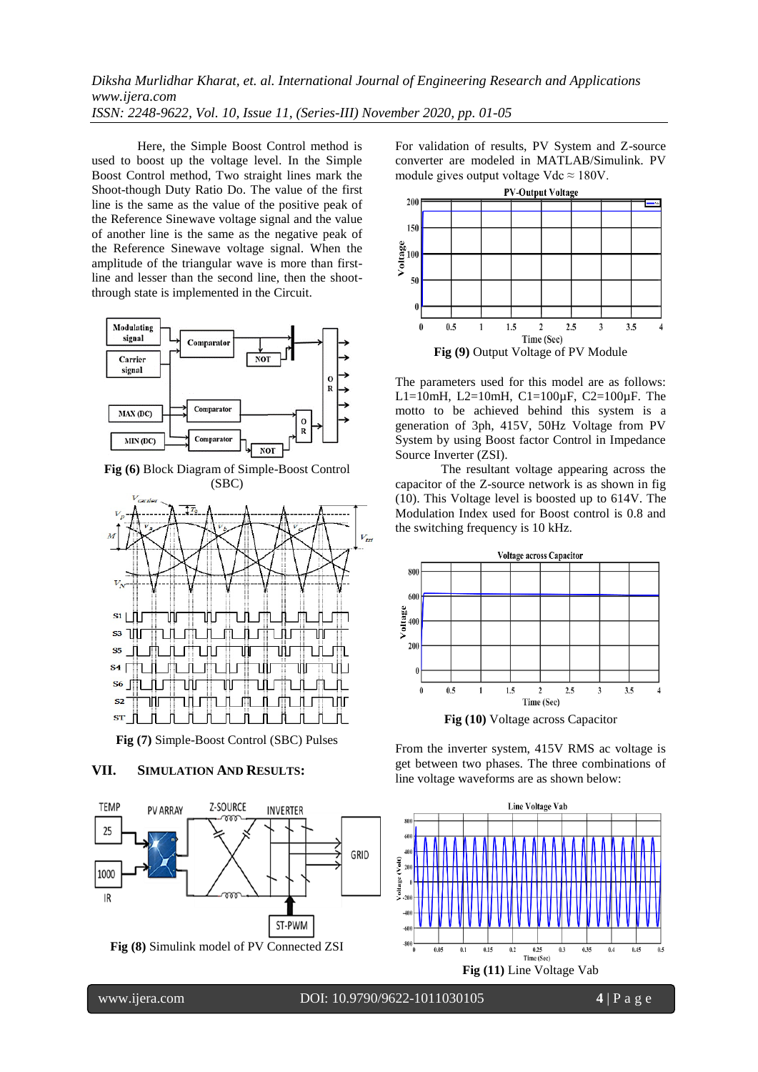Here, the Simple Boost Control method is used to boost up the voltage level. In the Simple Boost Control method, Two straight lines mark the Shoot-though Duty Ratio Do. The value of the first line is the same as the value of the positive peak of the Reference Sinewave voltage signal and the value of another line is the same as the negative peak of the Reference Sinewave voltage signal. When the amplitude of the triangular wave is more than first-line and lesser than the second line, then the shoot-through state is implemented in the Circuit.

**Fig (6)** Block Diagram of Simple-Boost Control (SBC)

**Fig (7)** Simple-Boost Control (SBC) Pulses

## VII. SIMULATION AND RESULTS:

**Fig (8)** Simulink model of PV Connected ZSI

For validation of results, PV System and Z-source converter are modeled in MATLAB/Simulink. PV module gives output voltage Vdc ≈ 180V.

**Fig (9)** Output Voltage of PV Module

The parameters used for this model are as follows: L1=10mH, L2=10mH, C1=100μF, C2=100μF. The motto to be achieved behind this system is a generation of 3ph, 415V, 50Hz Voltage from PV System by using Boost factor Control in Impedance Source Inverter (ZSI).

The resultant voltage appearing across the capacitor of the Z-source network is as shown in fig (10). This Voltage level is boosted up to 614V. The Modulation Index used for Boost control is 0.8 and the switching frequency is 10 kHz.

**Fig (10)** Voltage across Capacitor

From the inverter system, 415V RMS ac voltage is get between two phases. The three combinations of line voltage waveforms are as shown below:

**Fig (11)** Line Voltage Vab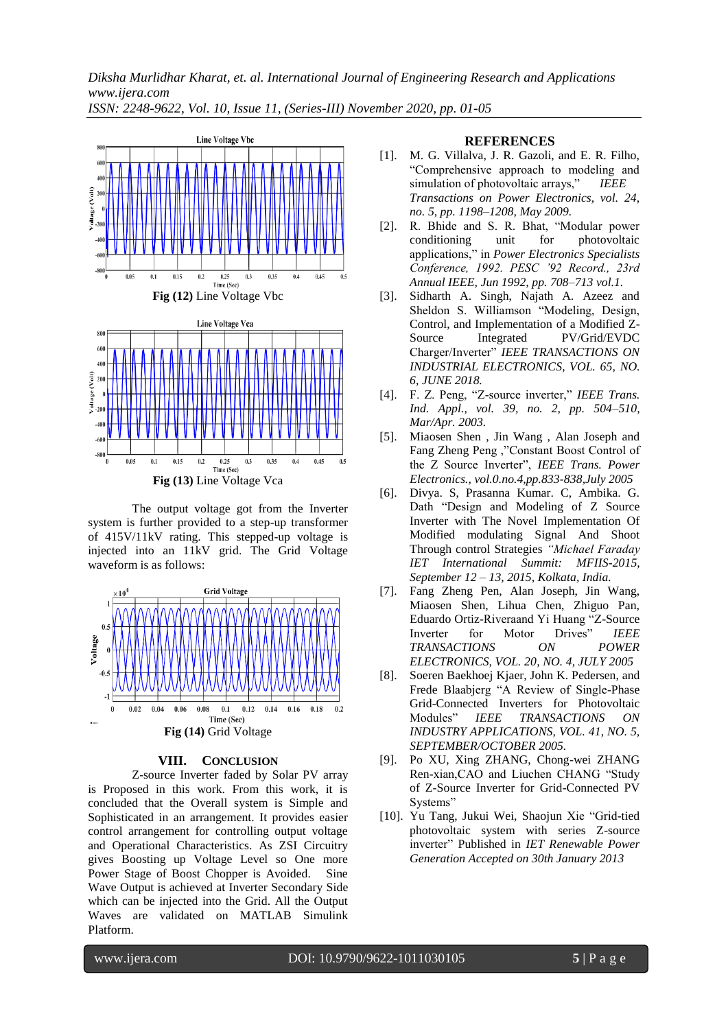Line Voltage Vbc

Voltage (Volt)

800
600
400
200
0
-200
-400
-600
-800

0 0.05 0.1 0.15 0.2 0.25 0.3 0.35 0.4 0.45 0.5

Time (Sec)

**Fig (12)** Line Voltage Vbc

Line Voltage Vca

Voltage (Volt)

800
600
400
200
0
-200
-400
-600
-800

0 0.05 0.1 0.15 0.2 0.25 0.3 0.35 0.4 0.45 0.5

Time (Sec)

**Fig (13)** Line Voltage Vca

The output voltage got from the Inverter system is further provided to a step-up transformer of 415V/11kV rating. This stepped-up voltage is injected into an 11kV grid. The Grid Voltage waveform is as follows:

Grid Voltage

$\times 10^4$

Voltage

1
0.5
0
-0.5
-1

0 0.02 0.04 0.06 0.08 0.1 0.12 0.14 0.16 0.18 0.2

Time (Sec)

**Fig (14)** Grid Voltage

## VIII. CONCLUSION

Z-source Inverter faded by Solar PV array is Proposed in this work. From this work, it is concluded that the Overall system is Simple and Sophisticated in an arrangement. It provides easier control arrangement for controlling output voltage and Operational Characteristics. As ZSI Circuitry gives Boosting up Voltage Level so One more Power Stage of Boost Chopper is Avoided. Sine Wave Output is achieved at Inverter Side which can be injected into the Grid. All the Output Waves are validated on MATLAB Simulink Platform.

## REFERENCES

[1]. M. G. Villalva, J. R. Gazoli, and E. R. Filho, "Comprehensive approach to modeling and simulation of photovoltaic arrays," *IEEE Transactions on Power Electronics, vol. 24, no. 5, pp. 1198–1208, May 2009.*

[2]. R. Bhide and S. R. Bhat, "Modular power conditioning unit for photovoltaic applications," in *Power Electronics Specialists Conference, 1992. PESC '92 Record., 23rd Annual IEEE, Jun 1992, pp. 708–713 vol.1.*

[3]. Sidharth A. Singh, Najath A. Azeez and Sheldon S. Williamson "Modeling, Design, Control, and Implementation of a Modified Z-Source Integrated PV/Grid/EVDC Charger/Inverter" *IEEE TRANSACTIONS ON INDUSTRIAL ELECTRONICS, VOL. 65, NO. 6, JUNE 2018.*

[4]. F. Z. Peng, "Z-source inverter," *IEEE Trans. Ind. Appl., vol. 39, no. 2, pp. 504–510, Mar/Apr. 2003.*

[5]. Miaosen Shen , Jin Wang , Alan Joseph and Fang Zheng Peng ,"Constant Boost Control of the Z Source Inverter", *IEEE Trans. Power Electronics., vol.0.no.4,pp.833-838,July 2005*

[6]. Divya. S, Prasanna Kumar. C, Ambika. G. Dath "Design and Modeling of Z Source Inverter with The Novel Implementation Of Modified modulating Signal And Shoot Through control Strategies *"Michael Faraday IET International Summit: MFIIS-2015, September 12 – 13, 2015, Kolkata, India.*

[7]. Fang Zheng Pen, Alan Joseph, Jin Wang, Miaosen Shen, Lihua Chen, Zhiguo Pan, Eduardo Ortiz-Riveraand Yi Huang "Z-Source Inverter for Motor Drives" *IEEE TRANSACTIONS ON POWER ELECTRONICS, VOL. 20, NO. 4, JULY 2005*

[8]. Soeren Baekhoej Kjaer, John K. Pedersen, and Frede Blaabjerg "A Review of Single-Phase Grid-Connected Inverters for Photovoltaic Modules" *IEEE TRANSACTIONS ON INDUSTRY APPLICATIONS, VOL. 41, NO. 5, SEPTEMBER/OCTOBER 2005.*

[9]. Po XU, Xing ZHANG, Chong-wei ZHANG Ren-xian,CAO and Liuchen CHANG "Study of Z-Source Inverter for Grid-Connected PV Systems"

[10]. Yu Tang, Jukui Wei, Shaojun Xie "Grid-tied photovoltaic system with series Z-source inverter" Published in *IET Renewable Power Generation Accepted on 30th January 2013*